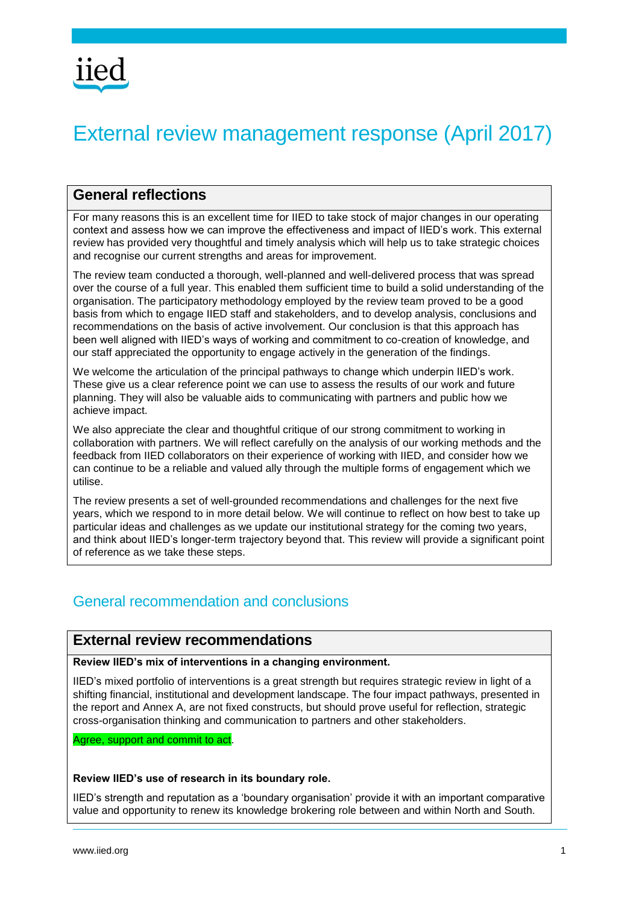iied

# External review management response (April 2017)

## General reflections

For many reasons this is an excellent time for IIED to take stock of major changes in our operating context and assess how we can improve the effectiveness and impact of IIED's work. This external review has provided very thoughtful and timely analysis which will help us to take strategic choices and recognise our current strengths and areas for improvement.

The review team conducted a thorough, well-planned and well-delivered process that was spread over the course of a full year. This enabled them sufficient time to build a solid understanding of the organisation. The participatory methodology employed by the review team proved to be a good basis from which to engage IIED staff and stakeholders, and to develop analysis, conclusions and recommendations on the basis of active involvement. Our conclusion is that this approach has been well aligned with IIED's ways of working and commitment to co-creation of knowledge, and our staff appreciated the opportunity to engage actively in the generation of the findings.

We welcome the articulation of the principal pathways to change which underpin IIED's work. These give us a clear reference point we can use to assess the results of our work and future planning. They will also be valuable aids to communicating with partners and public how we achieve impact.

We also appreciate the clear and thoughtful critique of our strong commitment to working in collaboration with partners. We will reflect carefully on the analysis of our working methods and the feedback from IIED collaborators on their experience of working with IIED, and consider how we can continue to be a reliable and valued ally through the multiple forms of engagement which we utilise.

The review presents a set of well-grounded recommendations and challenges for the next five years, which we respond to in more detail below. We will continue to reflect on how best to take up particular ideas and challenges as we update our institutional strategy for the coming two years, and think about IIED's longer-term trajectory beyond that. This review will provide a significant point of reference as we take these steps.

## General recommendation and conclusions

### External review recommendations

**Review IIED's mix of interventions in a changing environment.**

IIED's mixed portfolio of interventions is a great strength but requires strategic review in light of a shifting financial, institutional and development landscape. The four impact pathways, presented in the report and Annex A, are not fixed constructs, but should prove useful for reflection, strategic cross-organisation thinking and communication to partners and other stakeholders.

Agree, support and commit to act.

**Review IIED's use of research in its boundary role.**

IIED's strength and reputation as a 'boundary organisation' provide it with an important comparative value and opportunity to renew its knowledge brokering role between and within North and South.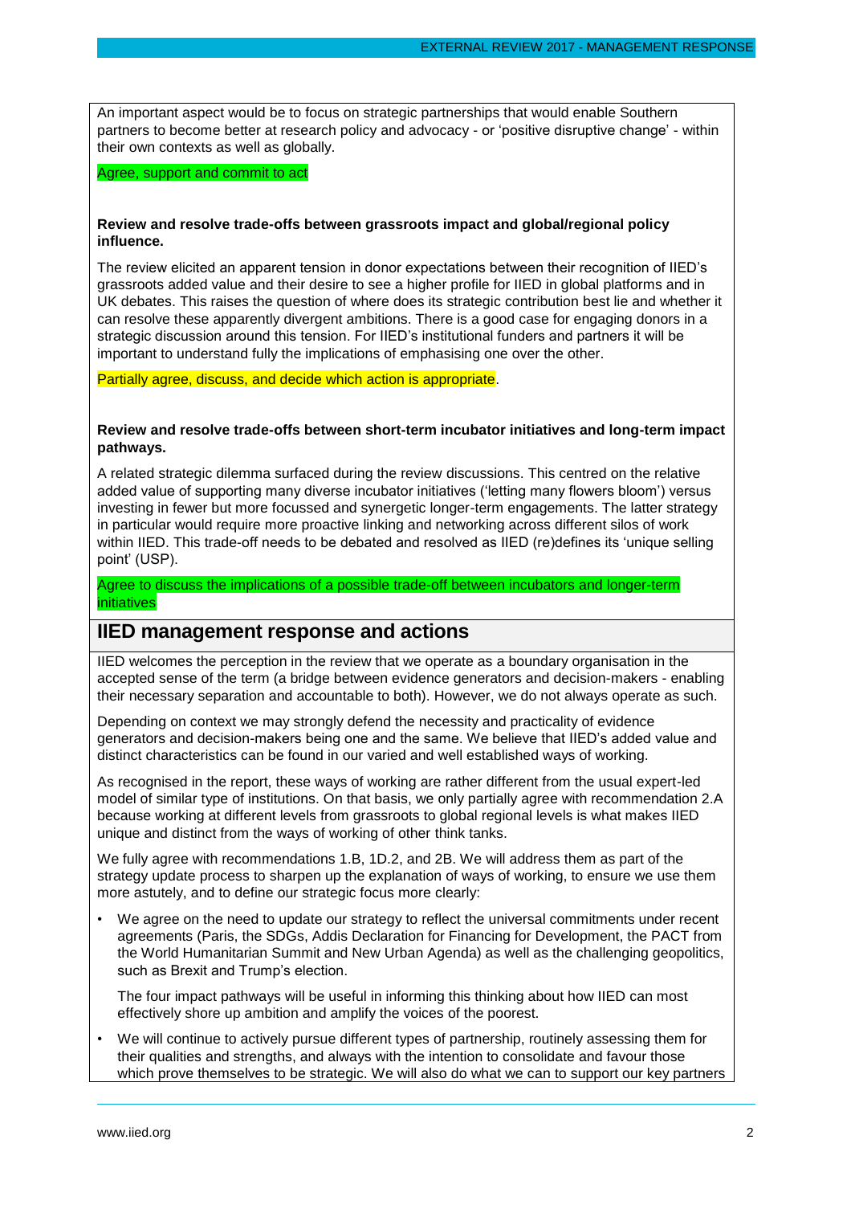An important aspect would be to focus on strategic partnerships that would enable Southern partners to become better at research policy and advocacy - or 'positive disruptive change' - within their own contexts as well as globally.

Agree, support and commit to act

**Review and resolve trade-offs between grassroots impact and global/regional policy influence.**

The review elicited an apparent tension in donor expectations between their recognition of IIED's grassroots added value and their desire to see a higher profile for IIED in global platforms and in UK debates. This raises the question of where does its strategic contribution best lie and whether it can resolve these apparently divergent ambitions. There is a good case for engaging donors in a strategic discussion around this tension. For IIED's institutional funders and partners it will be important to understand fully the implications of emphasising one over the other.

Partially agree, discuss, and decide which action is appropriate.

**Review and resolve trade-offs between short-term incubator initiatives and long-term impact pathways.**

A related strategic dilemma surfaced during the review discussions. This centred on the relative added value of supporting many diverse incubator initiatives ('letting many flowers bloom') versus investing in fewer but more focussed and synergetic longer-term engagements. The latter strategy in particular would require more proactive linking and networking across different silos of work within IIED. This trade-off needs to be debated and resolved as IIED (re)defines its 'unique selling point' (USP).

Agree to discuss the implications of a possible trade-off between incubators and longer-term initiatives

## IIED management response and actions

IIED welcomes the perception in the review that we operate as a boundary organisation in the accepted sense of the term (a bridge between evidence generators and decision-makers - enabling their necessary separation and accountable to both). However, we do not always operate as such.

Depending on context we may strongly defend the necessity and practicality of evidence generators and decision-makers being one and the same. We believe that IIED's added value and distinct characteristics can be found in our varied and well established ways of working.

As recognised in the report, these ways of working are rather different from the usual expert-led model of similar type of institutions. On that basis, we only partially agree with recommendation 2.A because working at different levels from grassroots to global regional levels is what makes IIED unique and distinct from the ways of working of other think tanks.

We fully agree with recommendations 1.B, 1D.2, and 2B. We will address them as part of the strategy update process to sharpen up the explanation of ways of working, to ensure we use them more astutely, and to define our strategic focus more clearly:

- We agree on the need to update our strategy to reflect the universal commitments under recent agreements (Paris, the SDGs, Addis Declaration for Financing for Development, the PACT from the World Humanitarian Summit and New Urban Agenda) as well as the challenging geopolitics, such as Brexit and Trump's election.

  The four impact pathways will be useful in informing this thinking about how IIED can most effectively shore up ambition and amplify the voices of the poorest.

- We will continue to actively pursue different types of partnership, routinely assessing them for their qualities and strengths, and always with the intention to consolidate and favour those which prove themselves to be strategic. We will also do what we can to support our key partners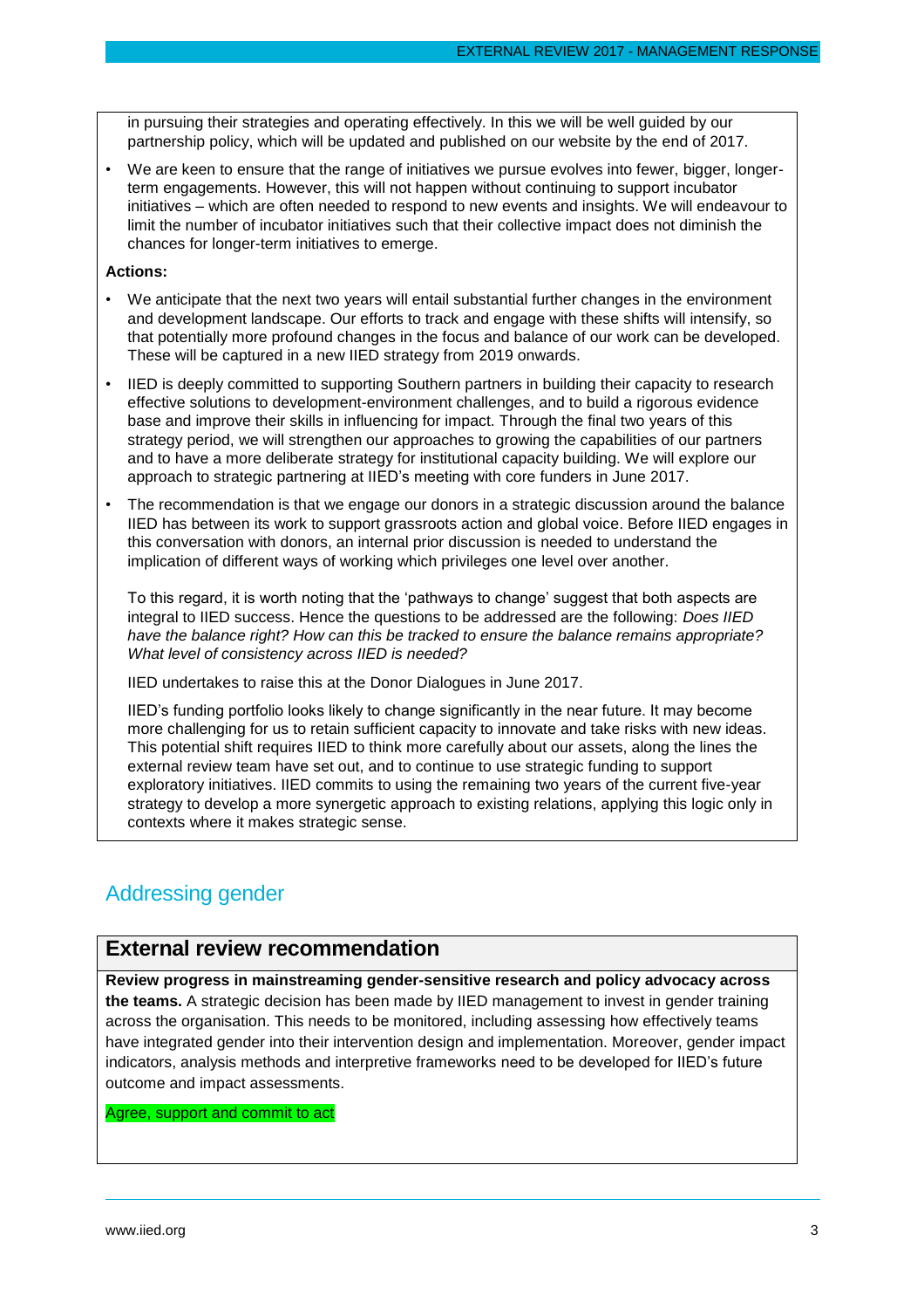in pursuing their strategies and operating effectively. In this we will be well guided by our partnership policy, which will be updated and published on our website by the end of 2017.

- We are keen to ensure that the range of initiatives we pursue evolves into fewer, bigger, longer-term engagements. However, this will not happen without continuing to support incubator initiatives – which are often needed to respond to new events and insights. We will endeavour to limit the number of incubator initiatives such that their collective impact does not diminish the chances for longer-term initiatives to emerge.

**Actions:**

- We anticipate that the next two years will entail substantial further changes in the environment and development landscape. Our efforts to track and engage with these shifts will intensify, so that potentially more profound changes in the focus and balance of our work can be developed. These will be captured in a new IIED strategy from 2019 onwards.
- IIED is deeply committed to supporting Southern partners in building their capacity to research effective solutions to development-environment challenges, and to build a rigorous evidence base and improve their skills in influencing for impact. Through the final two years of this strategy period, we will strengthen our approaches to growing the capabilities of our partners and to have a more deliberate strategy for institutional capacity building. We will explore our approach to strategic partnering at IIED's meeting with core funders in June 2017.
- The recommendation is that we engage our donors in a strategic discussion around the balance IIED has between its work to support grassroots action and global voice. Before IIED engages in this conversation with donors, an internal prior discussion is needed to understand the implication of different ways of working which privileges one level over another.

  To this regard, it is worth noting that the 'pathways to change' suggest that both aspects are integral to IIED success. Hence the questions to be addressed are the following: *Does IIED have the balance right? How can this be tracked to ensure the balance remains appropriate? What level of consistency across IIED is needed?*

  IIED undertakes to raise this at the Donor Dialogues in June 2017.

  IIED's funding portfolio looks likely to change significantly in the near future. It may become more challenging for us to retain sufficient capacity to innovate and take risks with new ideas. This potential shift requires IIED to think more carefully about our assets, along the lines the external review team have set out, and to continue to use strategic funding to support exploratory initiatives. IIED commits to using the remaining two years of the current five-year strategy to develop a more synergetic approach to existing relations, applying this logic only in contexts where it makes strategic sense.

## Addressing gender

### External review recommendation

**Review progress in mainstreaming gender-sensitive research and policy advocacy across the teams.** A strategic decision has been made by IIED management to invest in gender training across the organisation. This needs to be monitored, including assessing how effectively teams have integrated gender into their intervention design and implementation. Moreover, gender impact indicators, analysis methods and interpretive frameworks need to be developed for IIED's future outcome and impact assessments.

Agree, support and commit to act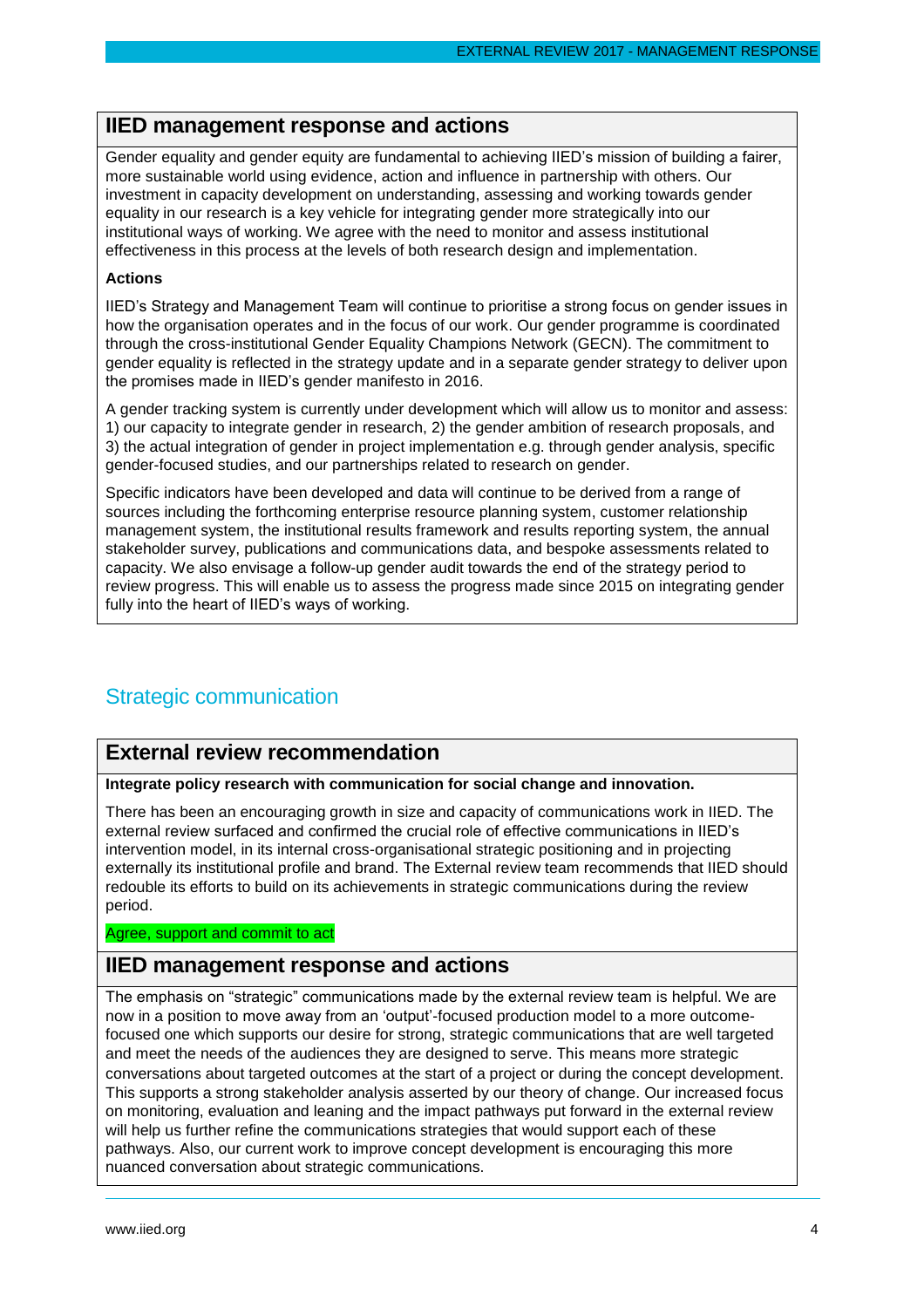## IIED management response and actions

Gender equality and gender equity are fundamental to achieving IIED's mission of building a fairer, more sustainable world using evidence, action and influence in partnership with others. Our investment in capacity development on understanding, assessing and working towards gender equality in our research is a key vehicle for integrating gender more strategically into our institutional ways of working. We agree with the need to monitor and assess institutional effectiveness in this process at the levels of both research design and implementation.

**Actions**

IIED's Strategy and Management Team will continue to prioritise a strong focus on gender issues in how the organisation operates and in the focus of our work. Our gender programme is coordinated through the cross-institutional Gender Equality Champions Network (GECN). The commitment to gender equality is reflected in the strategy update and in a separate gender strategy to deliver upon the promises made in IIED's gender manifesto in 2016.

A gender tracking system is currently under development which will allow us to monitor and assess: 1) our capacity to integrate gender in research, 2) the gender ambition of research proposals, and 3) the actual integration of gender in project implementation e.g. through gender analysis, specific gender-focused studies, and our partnerships related to research on gender.

Specific indicators have been developed and data will continue to be derived from a range of sources including the forthcoming enterprise resource planning system, customer relationship management system, the institutional results framework and results reporting system, the annual stakeholder survey, publications and communications data, and bespoke assessments related to capacity. We also envisage a follow-up gender audit towards the end of the strategy period to review progress. This will enable us to assess the progress made since 2015 on integrating gender fully into the heart of IIED's ways of working.

# Strategic communication

## External review recommendation

**Integrate policy research with communication for social change and innovation.**

There has been an encouraging growth in size and capacity of communications work in IIED. The external review surfaced and confirmed the crucial role of effective communications in IIED's intervention model, in its internal cross-organisational strategic positioning and in projecting externally its institutional profile and brand. The External review team recommends that IIED should redouble its efforts to build on its achievements in strategic communications during the review period.

Agree, support and commit to act

## IIED management response and actions

The emphasis on "strategic" communications made by the external review team is helpful. We are now in a position to move away from an 'output'-focused production model to a more outcome-focused one which supports our desire for strong, strategic communications that are well targeted and meet the needs of the audiences they are designed to serve. This means more strategic conversations about targeted outcomes at the start of a project or during the concept development. This supports a strong stakeholder analysis asserted by our theory of change. Our increased focus on monitoring, evaluation and leaning and the impact pathways put forward in the external review will help us further refine the communications strategies that would support each of these pathways. Also, our current work to improve concept development is encouraging this more nuanced conversation about strategic communications.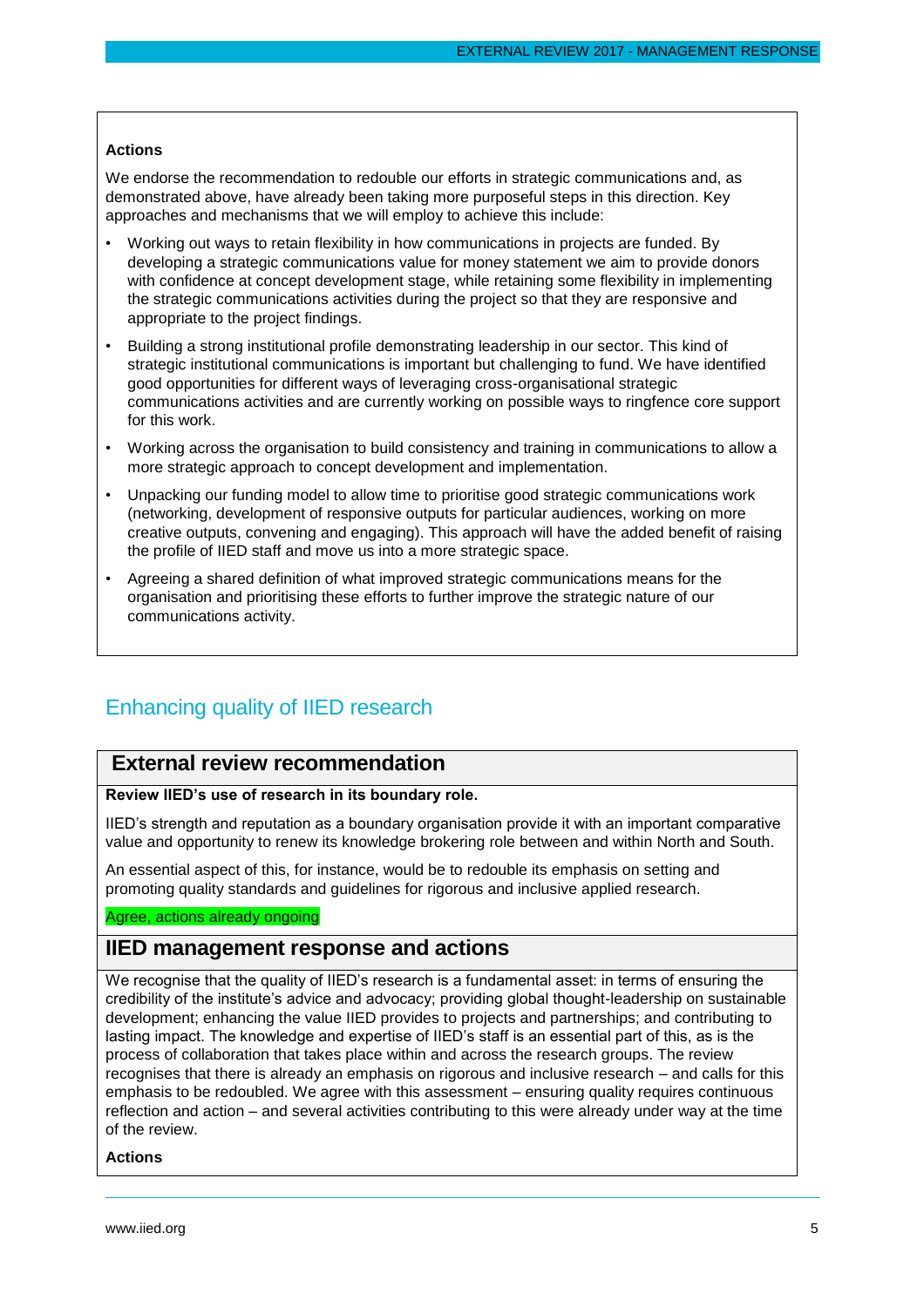**Actions**

We endorse the recommendation to redouble our efforts in strategic communications and, as demonstrated above, have already been taking more purposeful steps in this direction. Key approaches and mechanisms that we will employ to achieve this include:

- Working out ways to retain flexibility in how communications in projects are funded. By developing a strategic communications value for money statement we aim to provide donors with confidence at concept development stage, while retaining some flexibility in implementing the strategic communications activities during the project so that they are responsive and appropriate to the project findings.
- Building a strong institutional profile demonstrating leadership in our sector. This kind of strategic institutional communications is important but challenging to fund. We have identified good opportunities for different ways of leveraging cross-organisational strategic communications activities and are currently working on possible ways to ringfence core support for this work.
- Working across the organisation to build consistency and training in communications to allow a more strategic approach to concept development and implementation.
- Unpacking our funding model to allow time to prioritise good strategic communications work (networking, development of responsive outputs for particular audiences, working on more creative outputs, convening and engaging). This approach will have the added benefit of raising the profile of IIED staff and move us into a more strategic space.
- Agreeing a shared definition of what improved strategic communications means for the organisation and prioritising these efforts to further improve the strategic nature of our communications activity.

## Enhancing quality of IIED research

### External review recommendation

**Review IIED's use of research in its boundary role.**

IIED's strength and reputation as a boundary organisation provide it with an important comparative value and opportunity to renew its knowledge brokering role between and within North and South.

An essential aspect of this, for instance, would be to redouble its emphasis on setting and promoting quality standards and guidelines for rigorous and inclusive applied research.

Agree, actions already ongoing

### IIED management response and actions

We recognise that the quality of IIED's research is a fundamental asset: in terms of ensuring the credibility of the institute's advice and advocacy; providing global thought-leadership on sustainable development; enhancing the value IIED provides to projects and partnerships; and contributing to lasting impact. The knowledge and expertise of IIED's staff is an essential part of this, as is the process of collaboration that takes place within and across the research groups. The review recognises that there is already an emphasis on rigorous and inclusive research – and calls for this emphasis to be redoubled. We agree with this assessment – ensuring quality requires continuous reflection and action – and several activities contributing to this were already under way at the time of the review.

**Actions**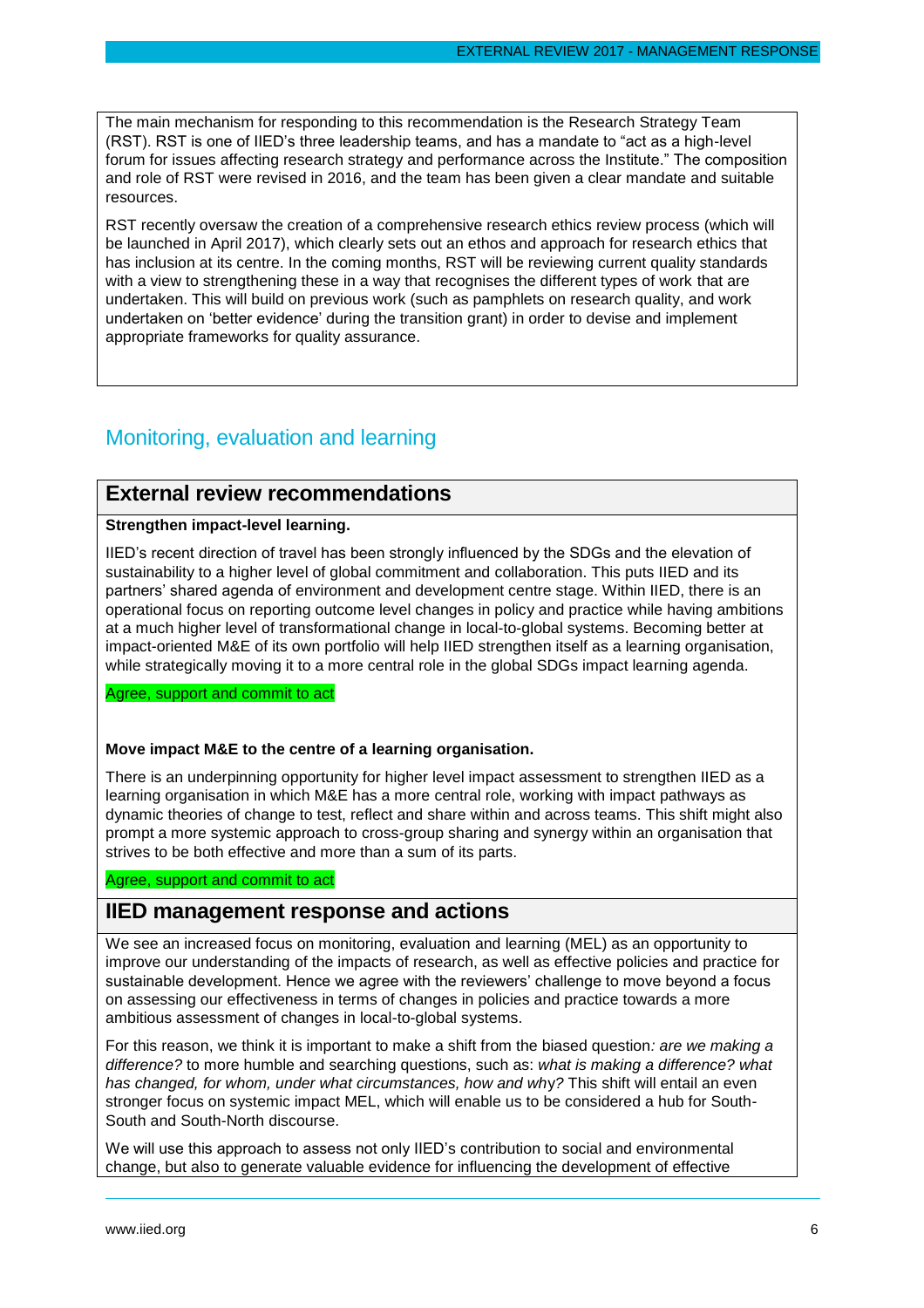The main mechanism for responding to this recommendation is the Research Strategy Team (RST). RST is one of IIED's three leadership teams, and has a mandate to "act as a high-level forum for issues affecting research strategy and performance across the Institute." The composition and role of RST were revised in 2016, and the team has been given a clear mandate and suitable resources.

RST recently oversaw the creation of a comprehensive research ethics review process (which will be launched in April 2017), which clearly sets out an ethos and approach for research ethics that has inclusion at its centre. In the coming months, RST will be reviewing current quality standards with a view to strengthening these in a way that recognises the different types of work that are undertaken. This will build on previous work (such as pamphlets on research quality, and work undertaken on 'better evidence' during the transition grant) in order to devise and implement appropriate frameworks for quality assurance.

## Monitoring, evaluation and learning

### External review recommendations

**Strengthen impact-level learning.**

IIED's recent direction of travel has been strongly influenced by the SDGs and the elevation of sustainability to a higher level of global commitment and collaboration. This puts IIED and its partners' shared agenda of environment and development centre stage. Within IIED, there is an operational focus on reporting outcome level changes in policy and practice while having ambitions at a much higher level of transformational change in local-to-global systems. Becoming better at impact-oriented M&E of its own portfolio will help IIED strengthen itself as a learning organisation, while strategically moving it to a more central role in the global SDGs impact learning agenda.

Agree, support and commit to act

**Move impact M&E to the centre of a learning organisation.**

There is an underpinning opportunity for higher level impact assessment to strengthen IIED as a learning organisation in which M&E has a more central role, working with impact pathways as dynamic theories of change to test, reflect and share within and across teams. This shift might also prompt a more systemic approach to cross-group sharing and synergy within an organisation that strives to be both effective and more than a sum of its parts.

Agree, support and commit to act

### IIED management response and actions

We see an increased focus on monitoring, evaluation and learning (MEL) as an opportunity to improve our understanding of the impacts of research, as well as effective policies and practice for sustainable development. Hence we agree with the reviewers' challenge to move beyond a focus on assessing our effectiveness in terms of changes in policies and practice towards a more ambitious assessment of changes in local-to-global systems.

For this reason, we think it is important to make a shift from the biased question*: are we making a difference?* to more humble and searching questions, such as: *what is making a difference? what has changed, for whom, under what circumstances, how and why?* This shift will entail an even stronger focus on systemic impact MEL, which will enable us to be considered a hub for South-South and South-North discourse.

We will use this approach to assess not only IIED's contribution to social and environmental change, but also to generate valuable evidence for influencing the development of effective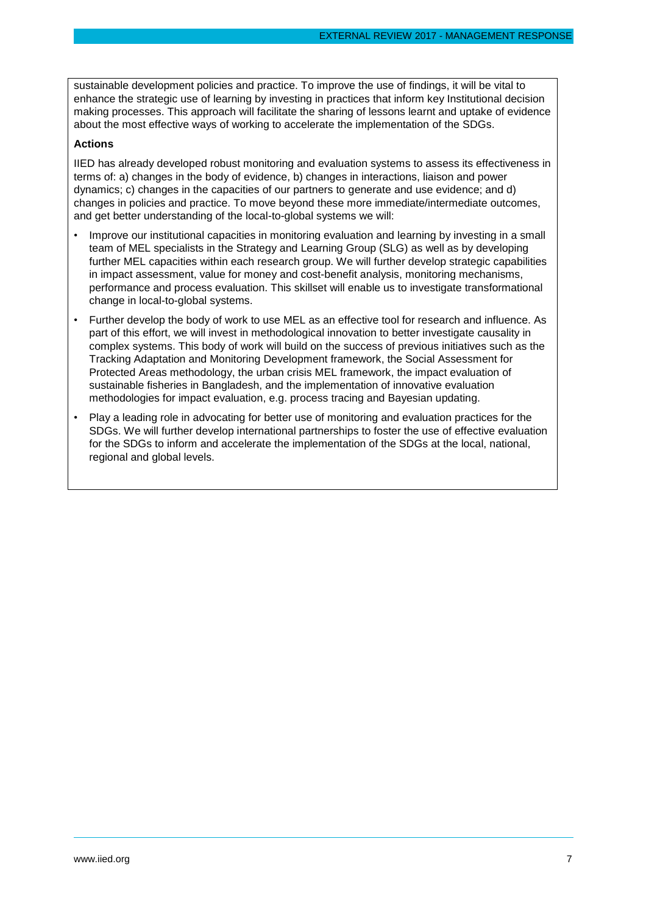sustainable development policies and practice. To improve the use of findings, it will be vital to enhance the strategic use of learning by investing in practices that inform key Institutional decision making processes. This approach will facilitate the sharing of lessons learnt and uptake of evidence about the most effective ways of working to accelerate the implementation of the SDGs.

**Actions**

IIED has already developed robust monitoring and evaluation systems to assess its effectiveness in terms of: a) changes in the body of evidence, b) changes in interactions, liaison and power dynamics; c) changes in the capacities of our partners to generate and use evidence; and d) changes in policies and practice. To move beyond these more immediate/intermediate outcomes, and get better understanding of the local-to-global systems we will:

- Improve our institutional capacities in monitoring evaluation and learning by investing in a small team of MEL specialists in the Strategy and Learning Group (SLG) as well as by developing further MEL capacities within each research group. We will further develop strategic capabilities in impact assessment, value for money and cost-benefit analysis, monitoring mechanisms, performance and process evaluation. This skillset will enable us to investigate transformational change in local-to-global systems.
- Further develop the body of work to use MEL as an effective tool for research and influence. As part of this effort, we will invest in methodological innovation to better investigate causality in complex systems. This body of work will build on the success of previous initiatives such as the Tracking Adaptation and Monitoring Development framework, the Social Assessment for Protected Areas methodology, the urban crisis MEL framework, the impact evaluation of sustainable fisheries in Bangladesh, and the implementation of innovative evaluation methodologies for impact evaluation, e.g. process tracing and Bayesian updating.
- Play a leading role in advocating for better use of monitoring and evaluation practices for the SDGs. We will further develop international partnerships to foster the use of effective evaluation for the SDGs to inform and accelerate the implementation of the SDGs at the local, national, regional and global levels.